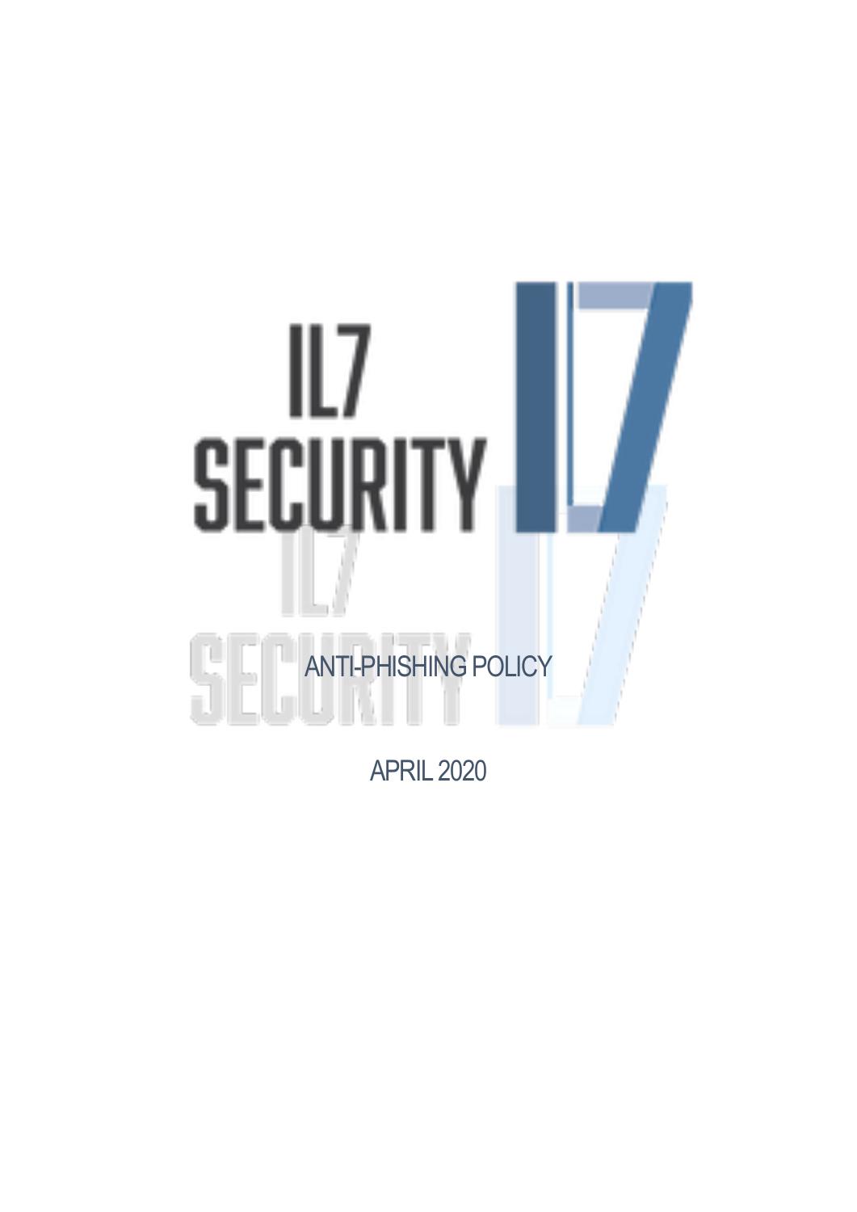IL7 SECURITY

# ANTI-PHISHING POLICY

APRIL 2020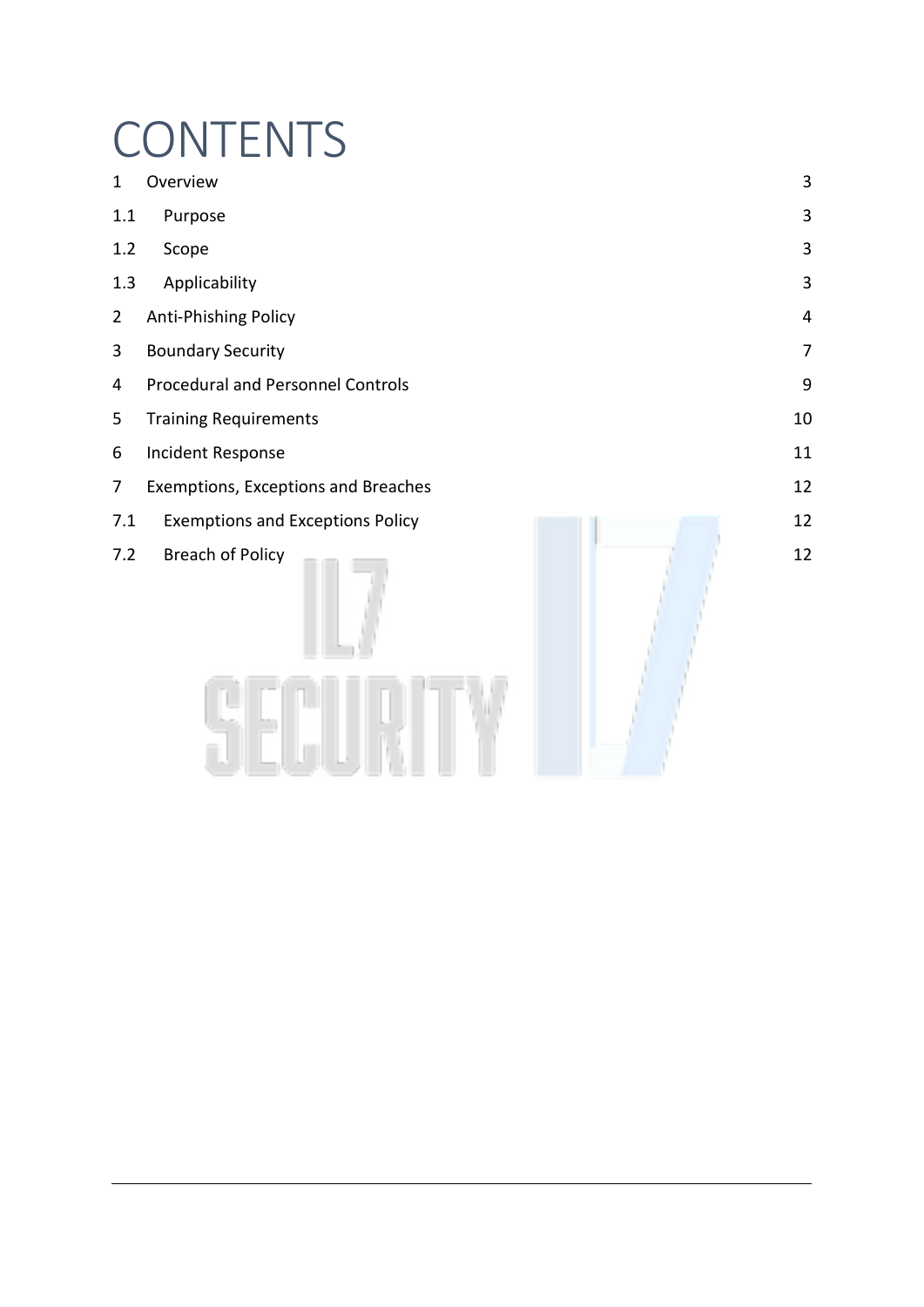# CONTENTS

| | | |
|---|---|---|
| 1 | Overview | 3 |
| 1.1 | Purpose | 3 |
| 1.2 | Scope | 3 |
| 1.3 | Applicability | 3 |
| 2 | Anti-Phishing Policy | 4 |
| 3 | Boundary Security | 7 |
| 4 | Procedural and Personnel Controls | 9 |
| 5 | Training Requirements | 10 |
| 6 | Incident Response | 11 |
| 7 | Exemptions, Exceptions and Breaches | 12 |
| 7.1 | Exemptions and Exceptions Policy | 12 |
| 7.2 | Breach of Policy | 12 |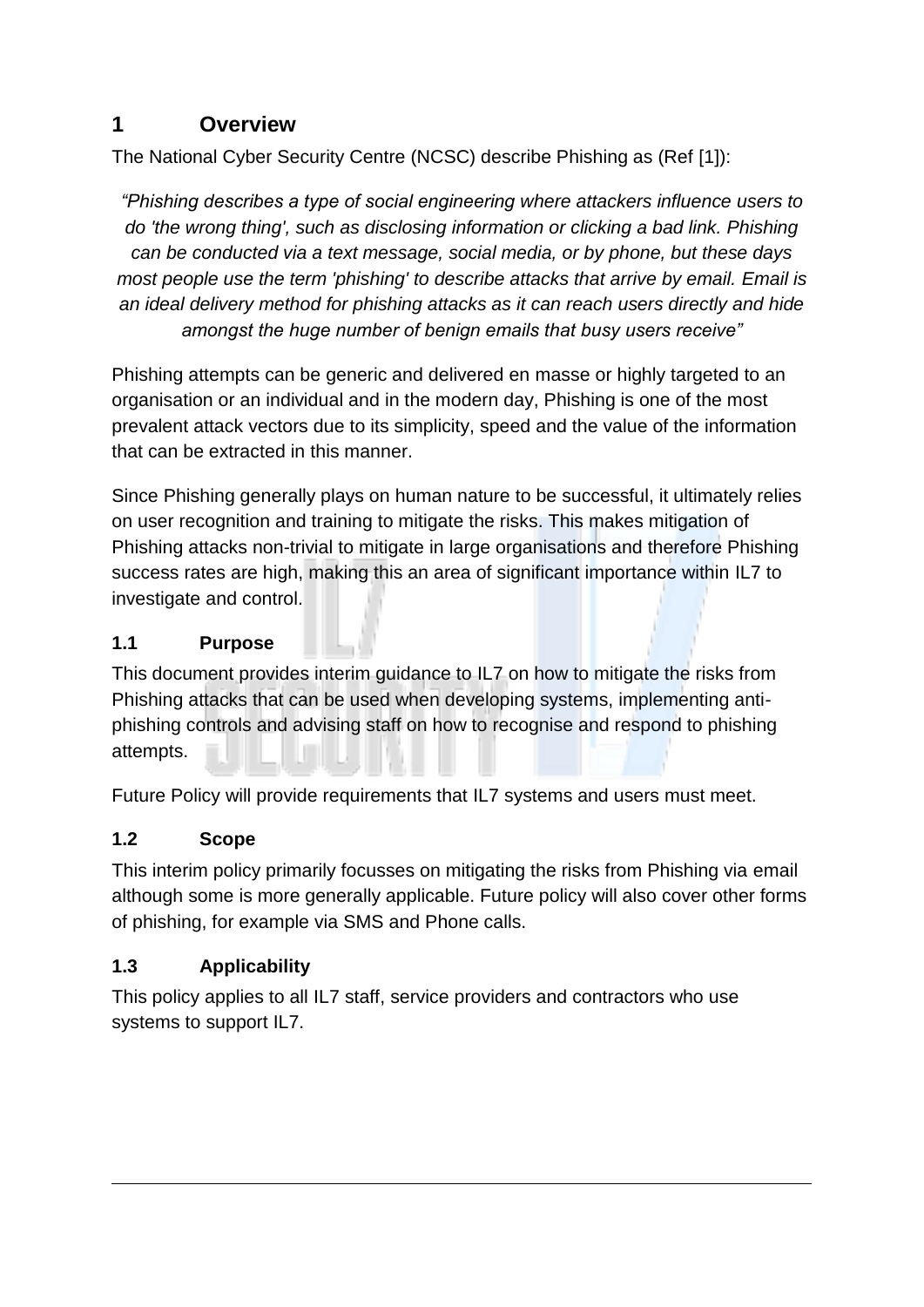# 1 Overview

The National Cyber Security Centre (NCSC) describe Phishing as (Ref [1]):

> *"Phishing describes a type of social engineering where attackers influence users to do 'the wrong thing', such as disclosing information or clicking a bad link. Phishing can be conducted via a text message, social media, or by phone, but these days most people use the term 'phishing' to describe attacks that arrive by email. Email is an ideal delivery method for phishing attacks as it can reach users directly and hide amongst the huge number of benign emails that busy users receive"*

Phishing attempts can be generic and delivered en masse or highly targeted to an organisation or an individual and in the modern day, Phishing is one of the most prevalent attack vectors due to its simplicity, speed and the value of the information that can be extracted in this manner.

Since Phishing generally plays on human nature to be successful, it ultimately relies on user recognition and training to mitigate the risks. This makes mitigation of Phishing attacks non-trivial to mitigate in large organisations and therefore Phishing success rates are high, making this an area of significant importance within IL7 to investigate and control.

## 1.1 Purpose

This document provides interim guidance to IL7 on how to mitigate the risks from Phishing attacks that can be used when developing systems, implementing anti-phishing controls and advising staff on how to recognise and respond to phishing attempts.

Future Policy will provide requirements that IL7 systems and users must meet.

## 1.2 Scope

This interim policy primarily focusses on mitigating the risks from Phishing via email although some is more generally applicable. Future policy will also cover other forms of phishing, for example via SMS and Phone calls.

## 1.3 Applicability

This policy applies to all IL7 staff, service providers and contractors who use systems to support IL7.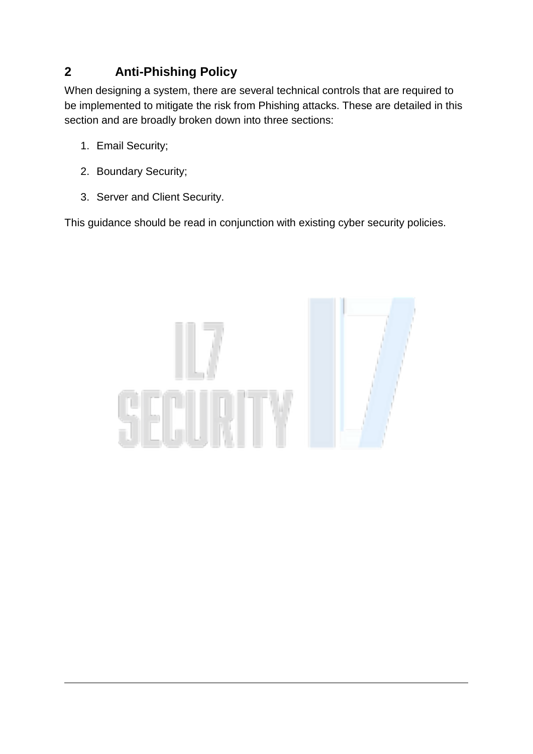## 2 Anti-Phishing Policy

When designing a system, there are several technical controls that are required to be implemented to mitigate the risk from Phishing attacks. These are detailed in this section and are broadly broken down into three sections:

1. Email Security;
2. Boundary Security;
3. Server and Client Security.

This guidance should be read in conjunction with existing cyber security policies.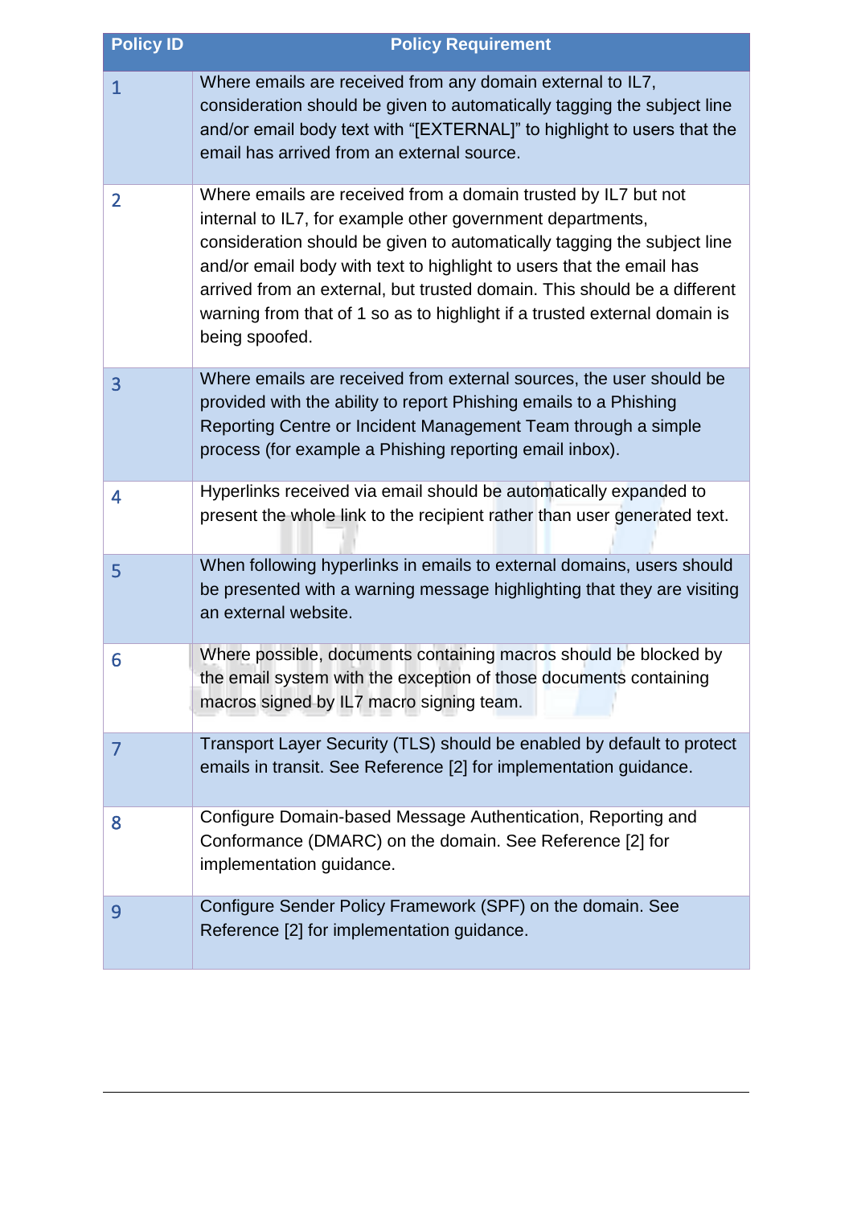| Policy ID | Policy Requirement |
|---|---|
| 1 | Where emails are received from any domain external to IL7, consideration should be given to automatically tagging the subject line and/or email body text with "[EXTERNAL]" to highlight to users that the email has arrived from an external source. |
| 2 | Where emails are received from a domain trusted by IL7 but not internal to IL7, for example other government departments, consideration should be given to automatically tagging the subject line and/or email body with text to highlight to users that the email has arrived from an external, but trusted domain. This should be a different warning from that of 1 so as to highlight if a trusted external domain is being spoofed. |
| 3 | Where emails are received from external sources, the user should be provided with the ability to report Phishing emails to a Phishing Reporting Centre or Incident Management Team through a simple process (for example a Phishing reporting email inbox). |
| 4 | Hyperlinks received via email should be automatically expanded to present the whole link to the recipient rather than user generated text. |
| 5 | When following hyperlinks in emails to external domains, users should be presented with a warning message highlighting that they are visiting an external website. |
| 6 | Where possible, documents containing macros should be blocked by the email system with the exception of those documents containing macros signed by IL7 macro signing team. |
| 7 | Transport Layer Security (TLS) should be enabled by default to protect emails in transit. See Reference [2] for implementation guidance. |
| 8 | Configure Domain-based Message Authentication, Reporting and Conformance (DMARC) on the domain. See Reference [2] for implementation guidance. |
| 9 | Configure Sender Policy Framework (SPF) on the domain. See Reference [2] for implementation guidance. |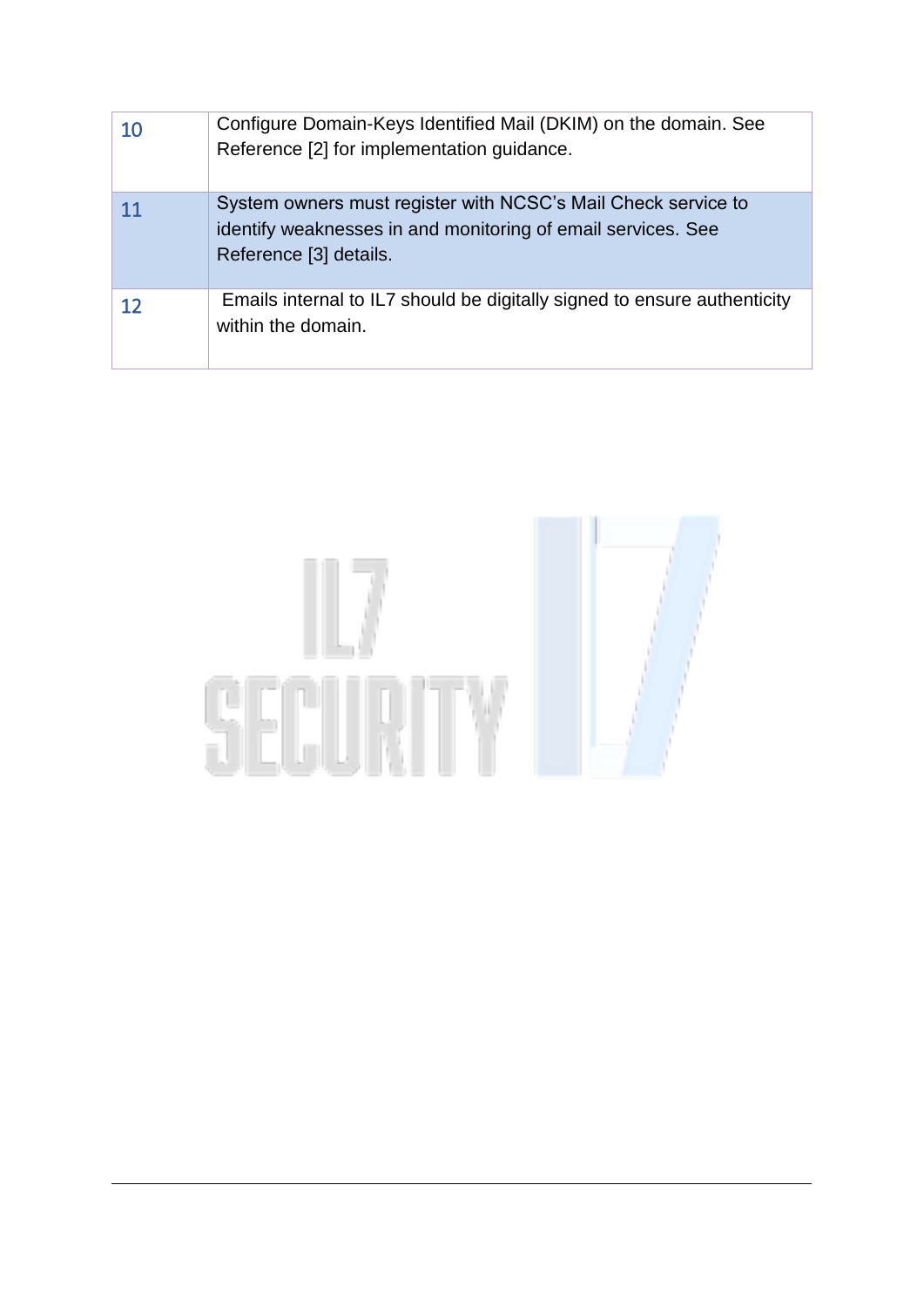| | |
|---|---|
| 10 | Configure Domain-Keys Identified Mail (DKIM) on the domain. See Reference [2] for implementation guidance. |
| 11 | System owners must register with NCSC's Mail Check service to identify weaknesses in and monitoring of email services. See Reference [3] details. |
| 12 | Emails internal to IL7 should be digitally signed to ensure authenticity within the domain. |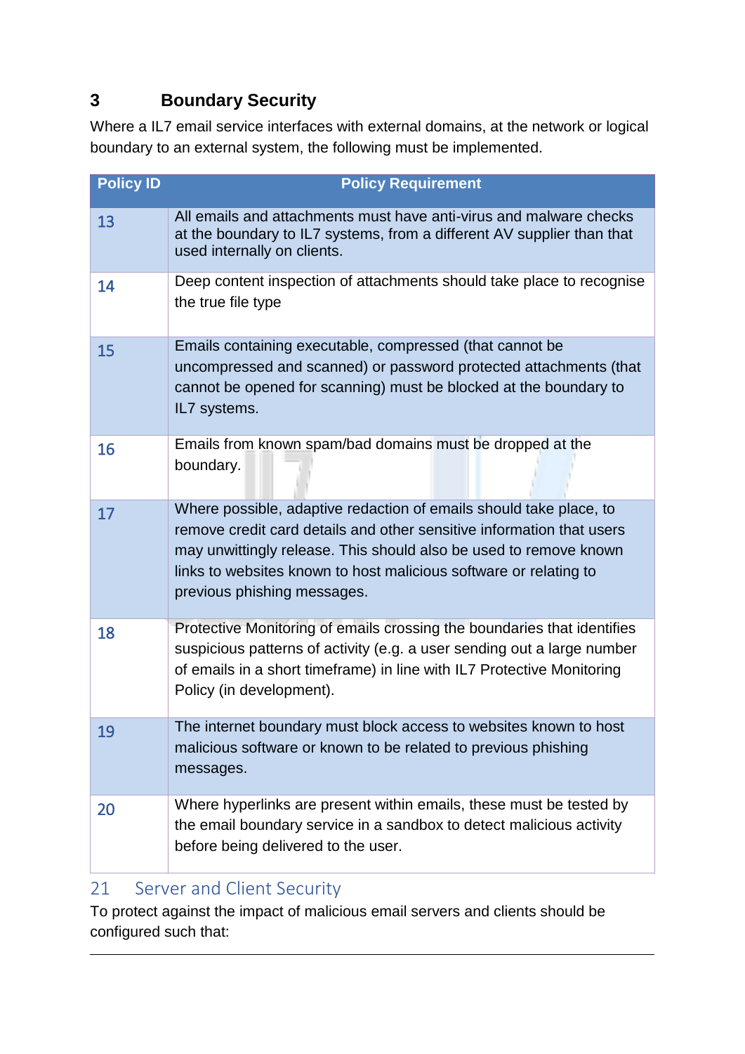## 3 Boundary Security

Where a IL7 email service interfaces with external domains, at the network or logical boundary to an external system, the following must be implemented.

| Policy ID | Policy Requirement |
|---|---|
| 13 | All emails and attachments must have anti-virus and malware checks at the boundary to IL7 systems, from a different AV supplier than that used internally on clients. |
| 14 | Deep content inspection of attachments should take place to recognise the true file type |
| 15 | Emails containing executable, compressed (that cannot be uncompressed and scanned) or password protected attachments (that cannot be opened for scanning) must be blocked at the boundary to IL7 systems. |
| 16 | Emails from known spam/bad domains must be dropped at the boundary. |
| 17 | Where possible, adaptive redaction of emails should take place, to remove credit card details and other sensitive information that users may unwittingly release. This should also be used to remove known links to websites known to host malicious software or relating to previous phishing messages. |
| 18 | Protective Monitoring of emails crossing the boundaries that identifies suspicious patterns of activity (e.g. a user sending out a large number of emails in a short timeframe) in line with IL7 Protective Monitoring Policy (in development). |
| 19 | The internet boundary must block access to websites known to host malicious software or known to be related to previous phishing messages. |
| 20 | Where hyperlinks are present within emails, these must be tested by the email boundary service in a sandbox to detect malicious activity before being delivered to the user. |

## 21 Server and Client Security

To protect against the impact of malicious email servers and clients should be configured such that: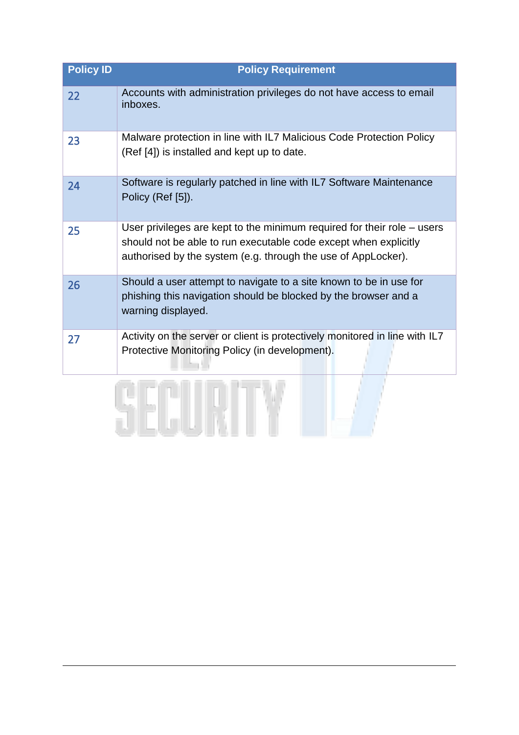| Policy ID | Policy Requirement |
|---|---|
| 22 | Accounts with administration privileges do not have access to email inboxes. |
| 23 | Malware protection in line with IL7 Malicious Code Protection Policy (Ref [4]) is installed and kept up to date. |
| 24 | Software is regularly patched in line with IL7 Software Maintenance Policy (Ref [5]). |
| 25 | User privileges are kept to the minimum required for their role – users should not be able to run executable code except when explicitly authorised by the system (e.g. through the use of AppLocker). |
| 26 | Should a user attempt to navigate to a site known to be in use for phishing this navigation should be blocked by the browser and a warning displayed. |
| 27 | Activity on the server or client is protectively monitored in line with IL7 Protective Monitoring Policy (in development). |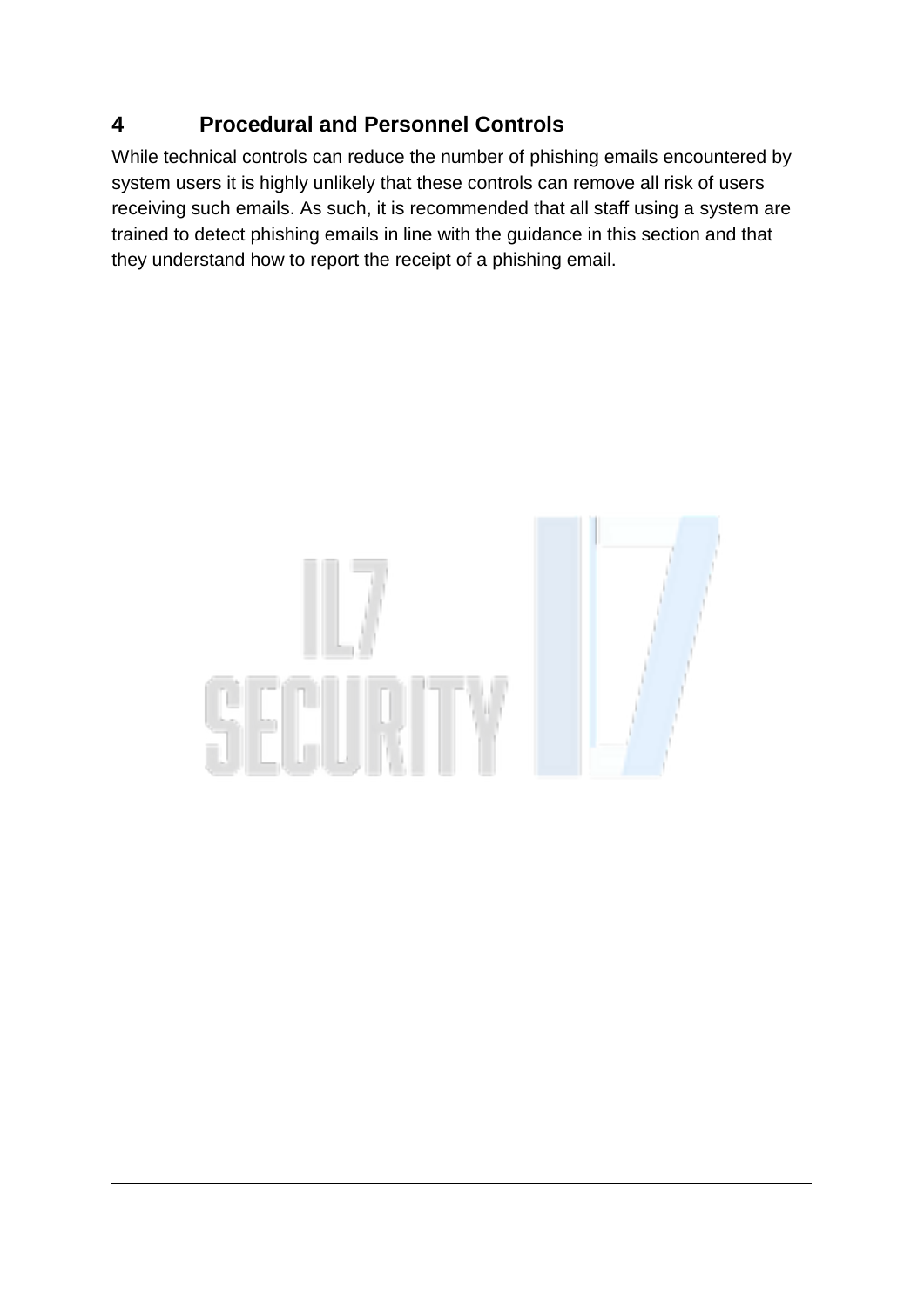# 4 Procedural and Personnel Controls

While technical controls can reduce the number of phishing emails encountered by system users it is highly unlikely that these controls can remove all risk of users receiving such emails. As such, it is recommended that all staff using a system are trained to detect phishing emails in line with the guidance in this section and that they understand how to report the receipt of a phishing email.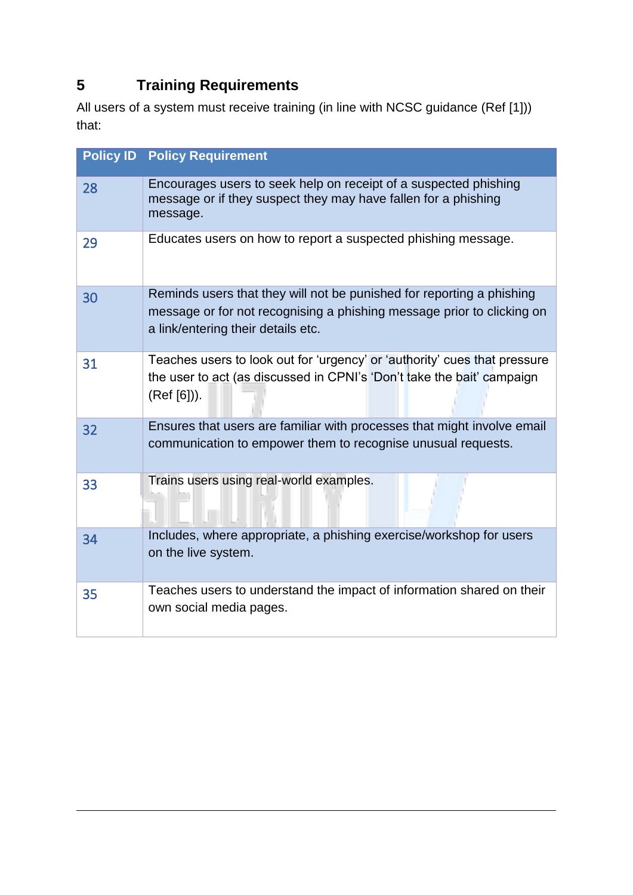## 5 Training Requirements

All users of a system must receive training (in line with NCSC guidance (Ref [1])) that:

| Policy ID | Policy Requirement |
|---|---|
| 28 | Encourages users to seek help on receipt of a suspected phishing message or if they suspect they may have fallen for a phishing message. |
| 29 | Educates users on how to report a suspected phishing message. |
| 30 | Reminds users that they will not be punished for reporting a phishing message or for not recognising a phishing message prior to clicking on a link/entering their details etc. |
| 31 | Teaches users to look out for 'urgency' or 'authority' cues that pressure the user to act (as discussed in CPNI's 'Don't take the bait' campaign (Ref [6])). |
| 32 | Ensures that users are familiar with processes that might involve email communication to empower them to recognise unusual requests. |
| 33 | Trains users using real-world examples. |
| 34 | Includes, where appropriate, a phishing exercise/workshop for users on the live system. |
| 35 | Teaches users to understand the impact of information shared on their own social media pages. |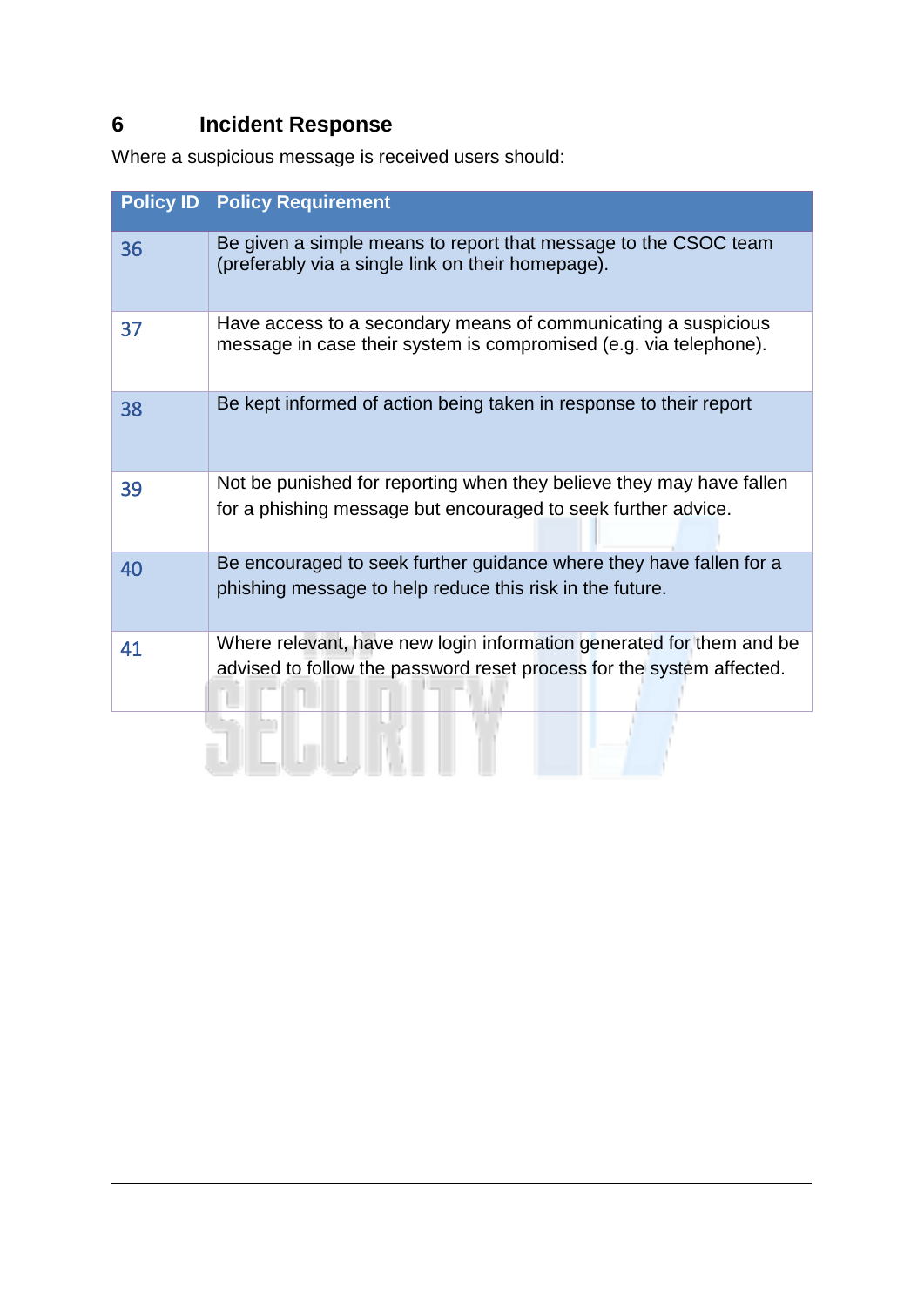# 6 Incident Response

Where a suspicious message is received users should:

| Policy ID | Policy Requirement |
|---|---|
| 36 | Be given a simple means to report that message to the CSOC team (preferably via a single link on their homepage). |
| 37 | Have access to a secondary means of communicating a suspicious message in case their system is compromised (e.g. via telephone). |
| 38 | Be kept informed of action being taken in response to their report |
| 39 | Not be punished for reporting when they believe they may have fallen for a phishing message but encouraged to seek further advice. |
| 40 | Be encouraged to seek further guidance where they have fallen for a phishing message to help reduce this risk in the future. |
| 41 | Where relevant, have new login information generated for them and be advised to follow the password reset process for the system affected. |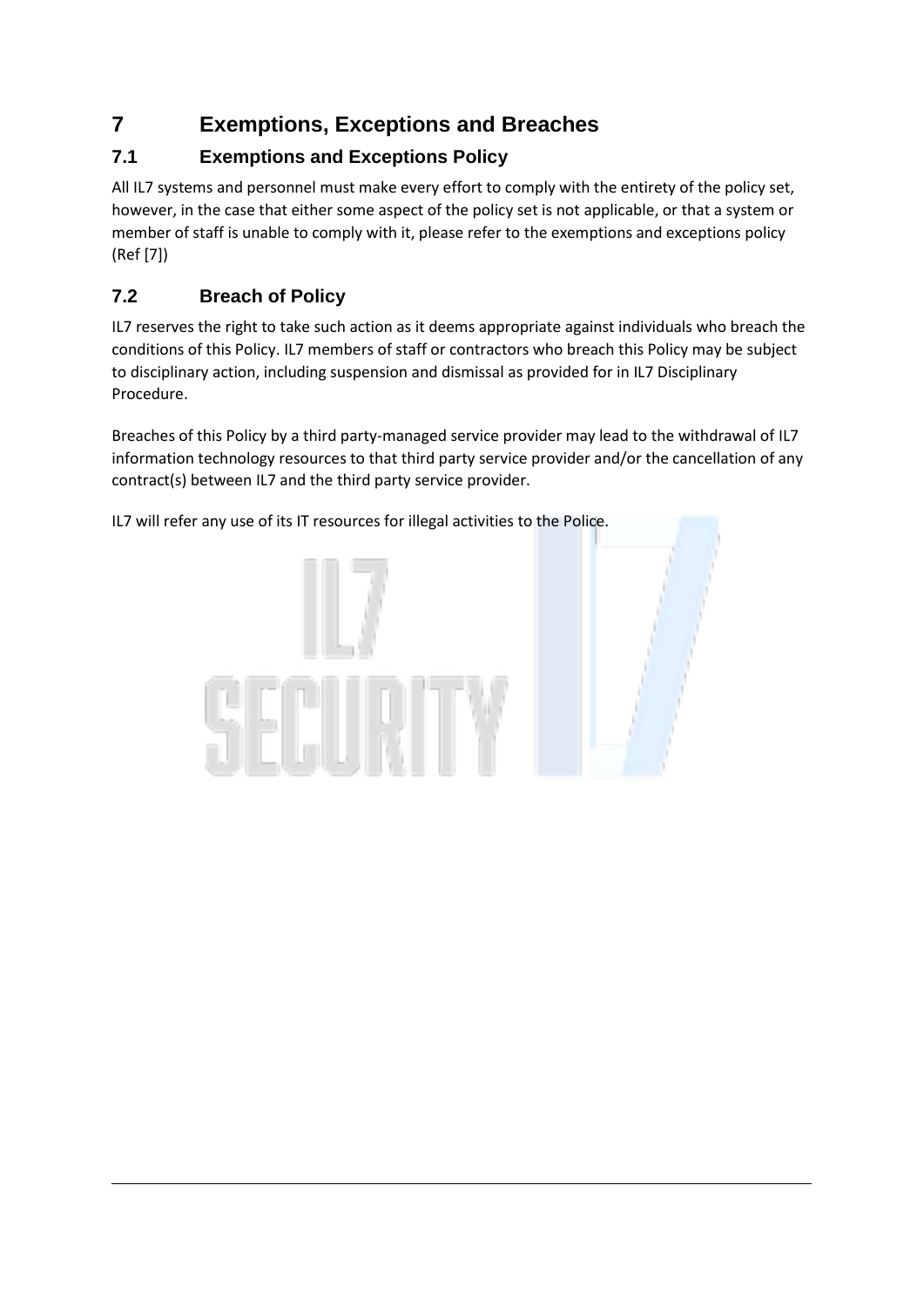# 7 Exemptions, Exceptions and Breaches

## 7.1 Exemptions and Exceptions Policy

All IL7 systems and personnel must make every effort to comply with the entirety of the policy set, however, in the case that either some aspect of the policy set is not applicable, or that a system or member of staff is unable to comply with it, please refer to the exemptions and exceptions policy (Ref [7])

## 7.2 Breach of Policy

IL7 reserves the right to take such action as it deems appropriate against individuals who breach the conditions of this Policy. IL7 members of staff or contractors who breach this Policy may be subject to disciplinary action, including suspension and dismissal as provided for in IL7 Disciplinary Procedure.

Breaches of this Policy by a third party-managed service provider may lead to the withdrawal of IL7 information technology resources to that third party service provider and/or the cancellation of any contract(s) between IL7 and the third party service provider.

IL7 will refer any use of its IT resources for illegal activities to the Police.